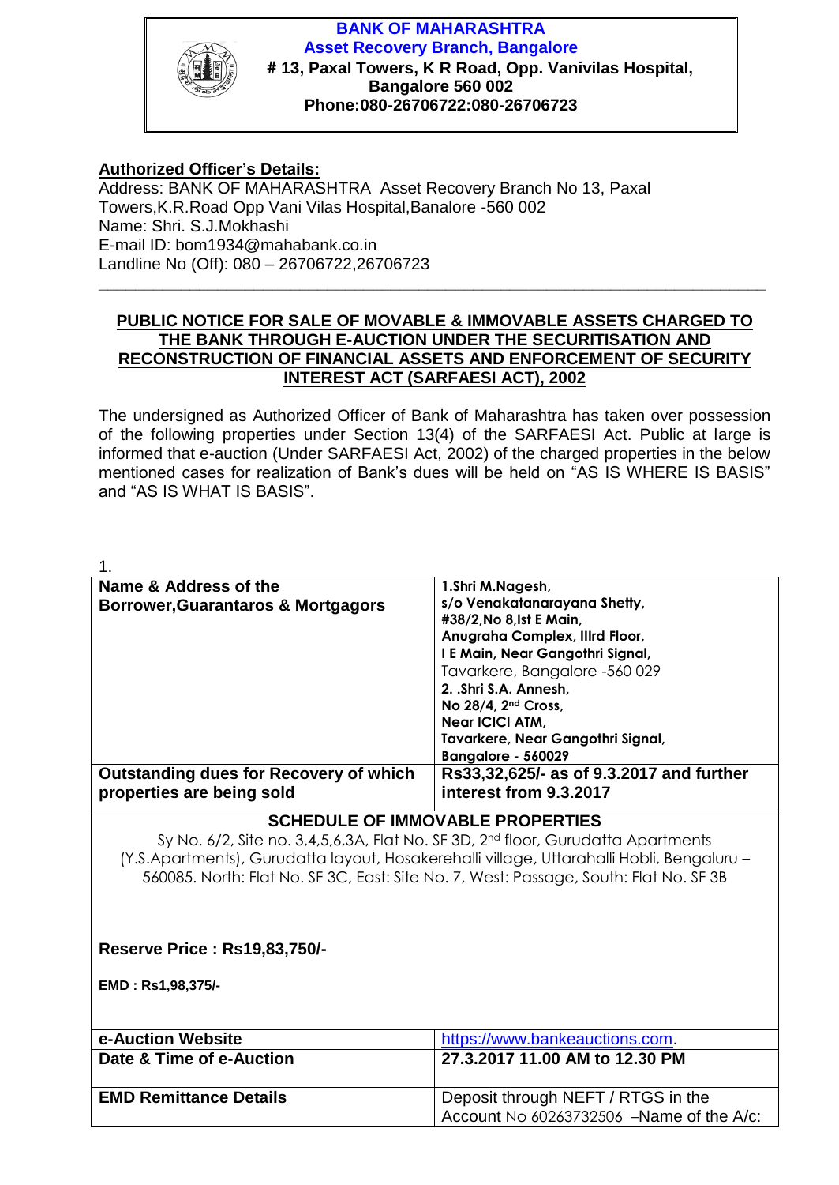**BANK OF MAHARASHTRA**
**Asset Recovery Branch, Bangalore**
**# 13, Paxal Towers, K R Road, Opp. Vanivilas Hospital, Bangalore 560 002**
**Phone:080-26706722:080-26706723**

**Authorized Officer's Details:**

Address: BANK OF MAHARASHTRA Asset Recovery Branch No 13, Paxal Towers,K.R.Road Opp Vani Vilas Hospital,Banalore -560 002
Name: Shri. S.J.Mokhashi
E-mail ID: bom1934@mahabank.co.in
Landline No (Off): 080 – 26706722,26706723

---

## PUBLIC NOTICE FOR SALE OF MOVABLE & IMMOVABLE ASSETS CHARGED TO THE BANK THROUGH E-AUCTION UNDER THE SECURITISATION AND RECONSTRUCTION OF FINANCIAL ASSETS AND ENFORCEMENT OF SECURITY INTEREST ACT (SARFAESI ACT), 2002

The undersigned as Authorized Officer of Bank of Maharashtra has taken over possession of the following properties under Section 13(4) of the SARFAESI Act. Public at large is informed that e-auction (Under SARFAESI Act, 2002) of the charged properties in the below mentioned cases for realization of Bank's dues will be held on "AS IS WHERE IS BASIS" and "AS IS WHAT IS BASIS".

1.

| **Name & Address of the Borrower,Guarantaros & Mortgagors** | **1.Shri M.Nagesh, s/o Venakatanarayana Shetty, #38/2,No 8,Ist E Main, Anugraha Complex, IIIrd Floor, I E Main, Near Gangothri Signal,** Tavarkere, Bangalore -560 029 **2. .Shri S.A. Annesh, No 28/4, 2nd Cross, Near ICICI ATM, Tavarkere, Near Gangothri Signal, Bangalore - 560029** |
|---|---|
| **Outstanding dues for Recovery of which properties are being sold** | **Rs33,32,625/- as of 9.3.2017 and further interest from 9.3.2017** |

**SCHEDULE OF IMMOVABLE PROPERTIES**

Sy No. 6/2, Site no. 3,4,5,6,3A, Flat No. SF 3D, 2nd floor, Gurudatta Apartments (Y.S.Apartments), Gurudatta layout, Hosakerehalli village, Uttarahalli Hobli, Bengaluru – 560085. North: Flat No. SF 3C, East: Site No. 7, West: Passage, South: Flat No. SF 3B

**Reserve Price : Rs19,83,750/-**

**EMD : Rs1,98,375/-**

| **e-Auction Website** | https://www.bankeauctions.com. |
|---|---|
| **Date & Time of e-Auction** | **27.3.2017 11.00 AM to 12.30 PM** |
| **EMD Remittance Details** | Deposit through NEFT / RTGS in the Account No 60263732506 –Name of the A/c: |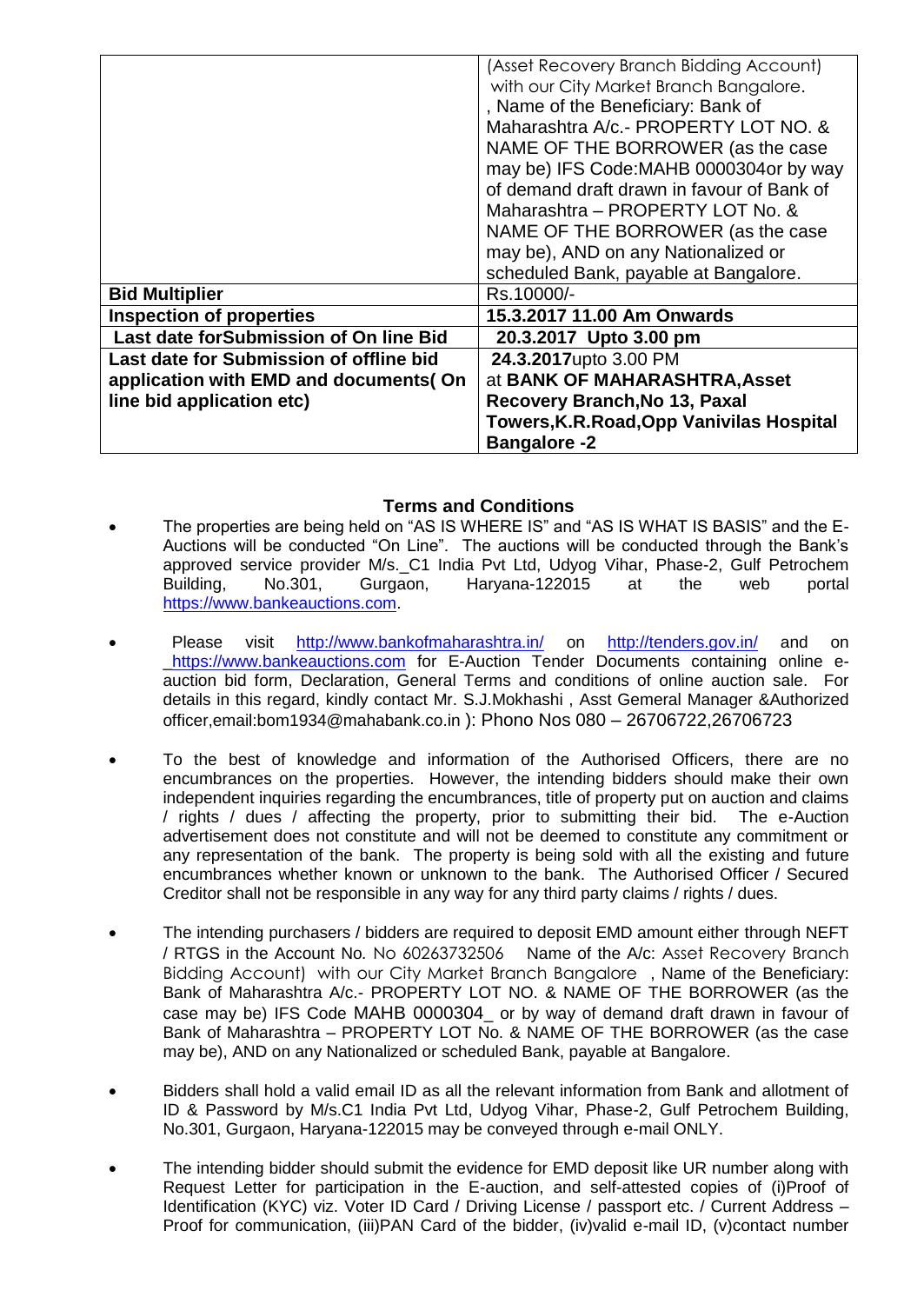| | |
|---|---|
| | (Asset Recovery Branch Bidding Account) with our City Market Branch Bangalore. , Name of the Beneficiary: Bank of Maharashtra A/c.- PROPERTY LOT NO. & NAME OF THE BORROWER (as the case may be) IFS Code:MAHB 0000304or by way of demand draft drawn in favour of Bank of Maharashtra – PROPERTY LOT No. & NAME OF THE BORROWER (as the case may be), AND on any Nationalized or scheduled Bank, payable at Bangalore. |
| **Bid Multiplier** | Rs.10000/- |
| **Inspection of properties** | **15.3.2017 11.00 Am Onwards** |
| **Last date forSubmission of On line Bid** | **20.3.2017 Upto 3.00 pm** |
| **Last date for Submission of offline bid application with EMD and documents( On line bid application etc)** | **24.3.2017**upto 3.00 PM at **BANK OF MAHARASHTRA,Asset Recovery Branch,No 13, Paxal Towers,K.R.Road,Opp Vanivilas Hospital Bangalore -2** |

## Terms and Conditions

- The properties are being held on "AS IS WHERE IS" and "AS IS WHAT IS BASIS" and the E-Auctions will be conducted "On Line". The auctions will be conducted through the Bank's approved service provider M/s._C1 India Pvt Ltd, Udyog Vihar, Phase-2, Gulf Petrochem Building, No.301, Gurgaon, Haryana-122015 at the web portal https://www.bankeauctions.com.

- Please visit http://www.bankofmaharashtra.in/ on http://tenders.gov.in/ and on _https://www.bankeauctions.com for E-Auction Tender Documents containing online e-auction bid form, Declaration, General Terms and conditions of online auction sale. For details in this regard, kindly contact Mr. S.J.Mokhashi , Asst Gemeral Manager &Authorized officer,email:bom1934@mahabank.co.in ): Phono Nos 080 – 26706722,26706723

- To the best of knowledge and information of the Authorised Officers, there are no encumbrances on the properties. However, the intending bidders should make their own independent inquiries regarding the encumbrances, title of property put on auction and claims / rights / dues / affecting the property, prior to submitting their bid. The e-Auction advertisement does not constitute and will not be deemed to constitute any commitment or any representation of the bank. The property is being sold with all the existing and future encumbrances whether known or unknown to the bank. The Authorised Officer / Secured Creditor shall not be responsible in any way for any third party claims / rights / dues.

- The intending purchasers / bidders are required to deposit EMD amount either through NEFT / RTGS in the Account No. No 60263732506 Name of the A/c: Asset Recovery Branch Bidding Account) with our City Market Branch Bangalore , Name of the Beneficiary: Bank of Maharashtra A/c.- PROPERTY LOT NO. & NAME OF THE BORROWER (as the case may be) IFS Code MAHB 0000304_ or by way of demand draft drawn in favour of Bank of Maharashtra – PROPERTY LOT No. & NAME OF THE BORROWER (as the case may be), AND on any Nationalized or scheduled Bank, payable at Bangalore.

- Bidders shall hold a valid email ID as all the relevant information from Bank and allotment of ID & Password by M/s.C1 India Pvt Ltd, Udyog Vihar, Phase-2, Gulf Petrochem Building, No.301, Gurgaon, Haryana-122015 may be conveyed through e-mail ONLY.

- The intending bidder should submit the evidence for EMD deposit like UR number along with Request Letter for participation in the E-auction, and self-attested copies of (i)Proof of Identification (KYC) viz. Voter ID Card / Driving License / passport etc. / Current Address – Proof for communication, (iii)PAN Card of the bidder, (iv)valid e-mail ID, (v)contact number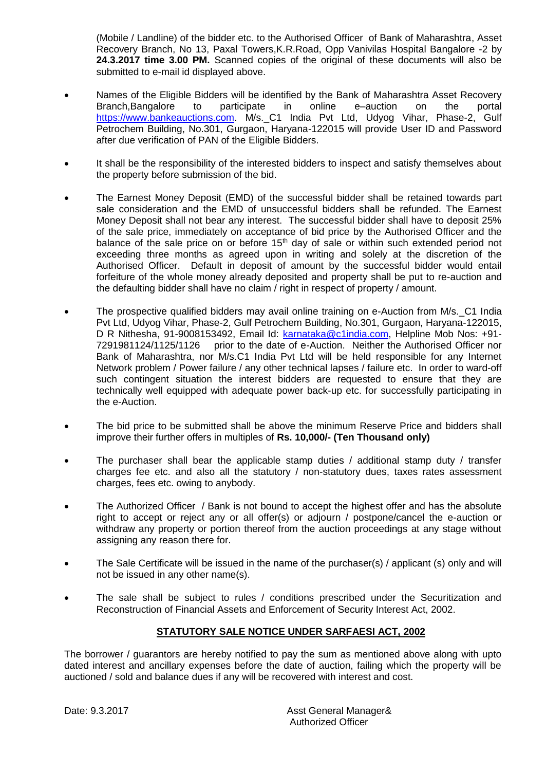(Mobile / Landline) of the bidder etc. to the Authorised Officer of Bank of Maharashtra, Asset Recovery Branch, No 13, Paxal Towers,K.R.Road, Opp Vanivilas Hospital Bangalore -2 by **24.3.2017 time 3.00 PM.** Scanned copies of the original of these documents will also be submitted to e-mail id displayed above.

- Names of the Eligible Bidders will be identified by the Bank of Maharashtra Asset Recovery Branch,Bangalore to participate in online e–auction on the portal https://www.bankeauctions.com. M/s._C1 India Pvt Ltd, Udyog Vihar, Phase-2, Gulf Petrochem Building, No.301, Gurgaon, Haryana-122015 will provide User ID and Password after due verification of PAN of the Eligible Bidders.

- It shall be the responsibility of the interested bidders to inspect and satisfy themselves about the property before submission of the bid.

- The Earnest Money Deposit (EMD) of the successful bidder shall be retained towards part sale consideration and the EMD of unsuccessful bidders shall be refunded. The Earnest Money Deposit shall not bear any interest. The successful bidder shall have to deposit 25% of the sale price, immediately on acceptance of bid price by the Authorised Officer and the balance of the sale price on or before 15th day of sale or within such extended period not exceeding three months as agreed upon in writing and solely at the discretion of the Authorised Officer. Default in deposit of amount by the successful bidder would entail forfeiture of the whole money already deposited and property shall be put to re-auction and the defaulting bidder shall have no claim / right in respect of property / amount.

- The prospective qualified bidders may avail online training on e-Auction from M/s._C1 India Pvt Ltd, Udyog Vihar, Phase-2, Gulf Petrochem Building, No.301, Gurgaon, Haryana-122015, D R Nithesha, 91-9008153492, Email Id: karnataka@c1india.com, Helpline Mob Nos: +91-7291981124/1125/1126 prior to the date of e-Auction. Neither the Authorised Officer nor Bank of Maharashtra, nor M/s.C1 India Pvt Ltd will be held responsible for any Internet Network problem / Power failure / any other technical lapses / failure etc. In order to ward-off such contingent situation the interest bidders are requested to ensure that they are technically well equipped with adequate power back-up etc. for successfully participating in the e-Auction.

- The bid price to be submitted shall be above the minimum Reserve Price and bidders shall improve their further offers in multiples of **Rs. 10,000/- (Ten Thousand only)**

- The purchaser shall bear the applicable stamp duties / additional stamp duty / transfer charges fee etc. and also all the statutory / non-statutory dues, taxes rates assessment charges, fees etc. owing to anybody.

- The Authorized Officer / Bank is not bound to accept the highest offer and has the absolute right to accept or reject any or all offer(s) or adjourn / postpone/cancel the e-auction or withdraw any property or portion thereof from the auction proceedings at any stage without assigning any reason there for.

- The Sale Certificate will be issued in the name of the purchaser(s) / applicant (s) only and will not be issued in any other name(s).

- The sale shall be subject to rules / conditions prescribed under the Securitization and Reconstruction of Financial Assets and Enforcement of Security Interest Act, 2002.

## **STATUTORY SALE NOTICE UNDER SARFAESI ACT, 2002**

The borrower / guarantors are hereby notified to pay the sum as mentioned above along with upto dated interest and ancillary expenses before the date of auction, failing which the property will be auctioned / sold and balance dues if any will be recovered with interest and cost.

Date: 9.3.2017

Asst General Manager&
Authorized Officer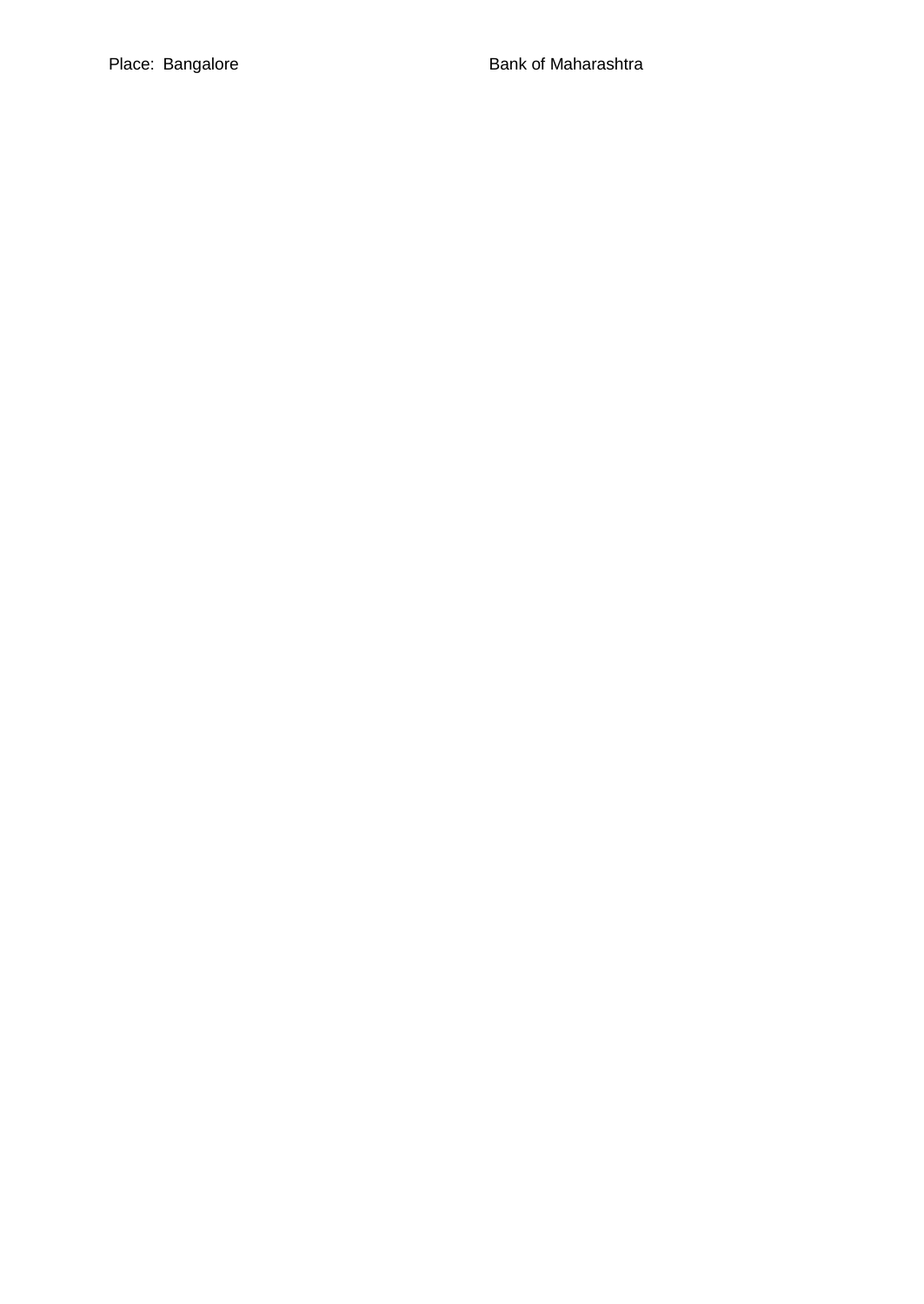Place: Bangalore Bank of Maharashtra